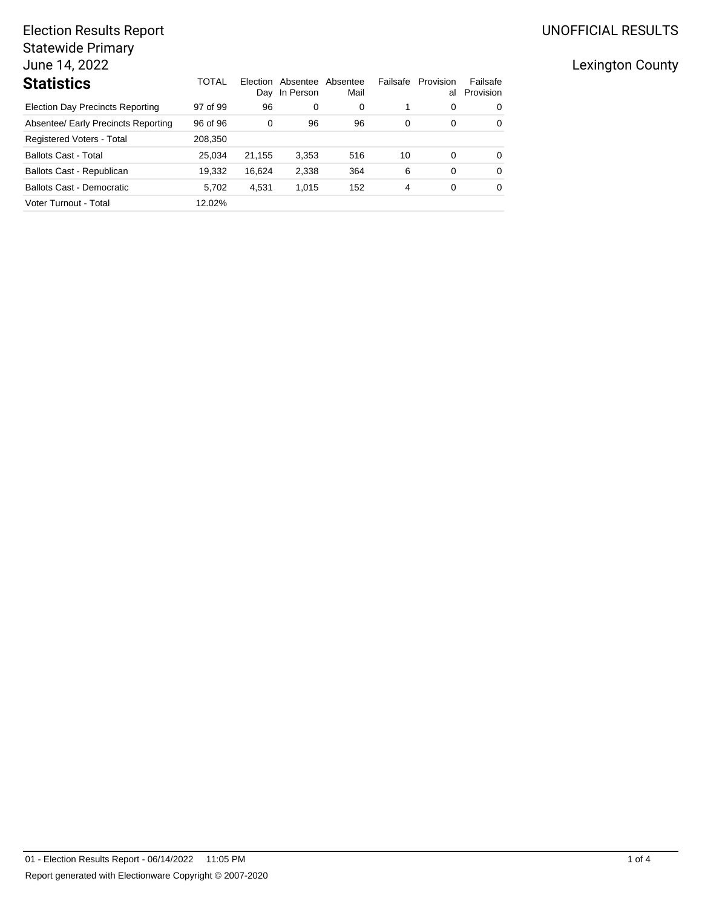Election Results Report
Statewide Primary
June 14, 2022

UNOFFICIAL RESULTS

Lexington County

## Statistics

| Statistics | TOTAL | Election Day | Absentee In Person | Absentee Mail | Failsafe | Provisional | Failsafe Provision |
|---|---|---|---|---|---|---|---|
| Election Day Precincts Reporting | 97 of 99 | 96 | 0 | 0 | 1 | 0 | 0 |
| Absentee/ Early Precincts Reporting | 96 of 96 | 0 | 96 | 96 | 0 | 0 | 0 |
| Registered Voters - Total | 208,350 | | | | | | |
| Ballots Cast - Total | 25,034 | 21,155 | 3,353 | 516 | 10 | 0 | 0 |
| Ballots Cast - Republican | 19,332 | 16,624 | 2,338 | 364 | 6 | 0 | 0 |
| Ballots Cast - Democratic | 5,702 | 4,531 | 1,015 | 152 | 4 | 0 | 0 |
| Voter Turnout - Total | 12.02% | | | | | | |

01 - Election Results Report - 06/14/2022 11:05 PM

Report generated with Electionware Copyright © 2007-2020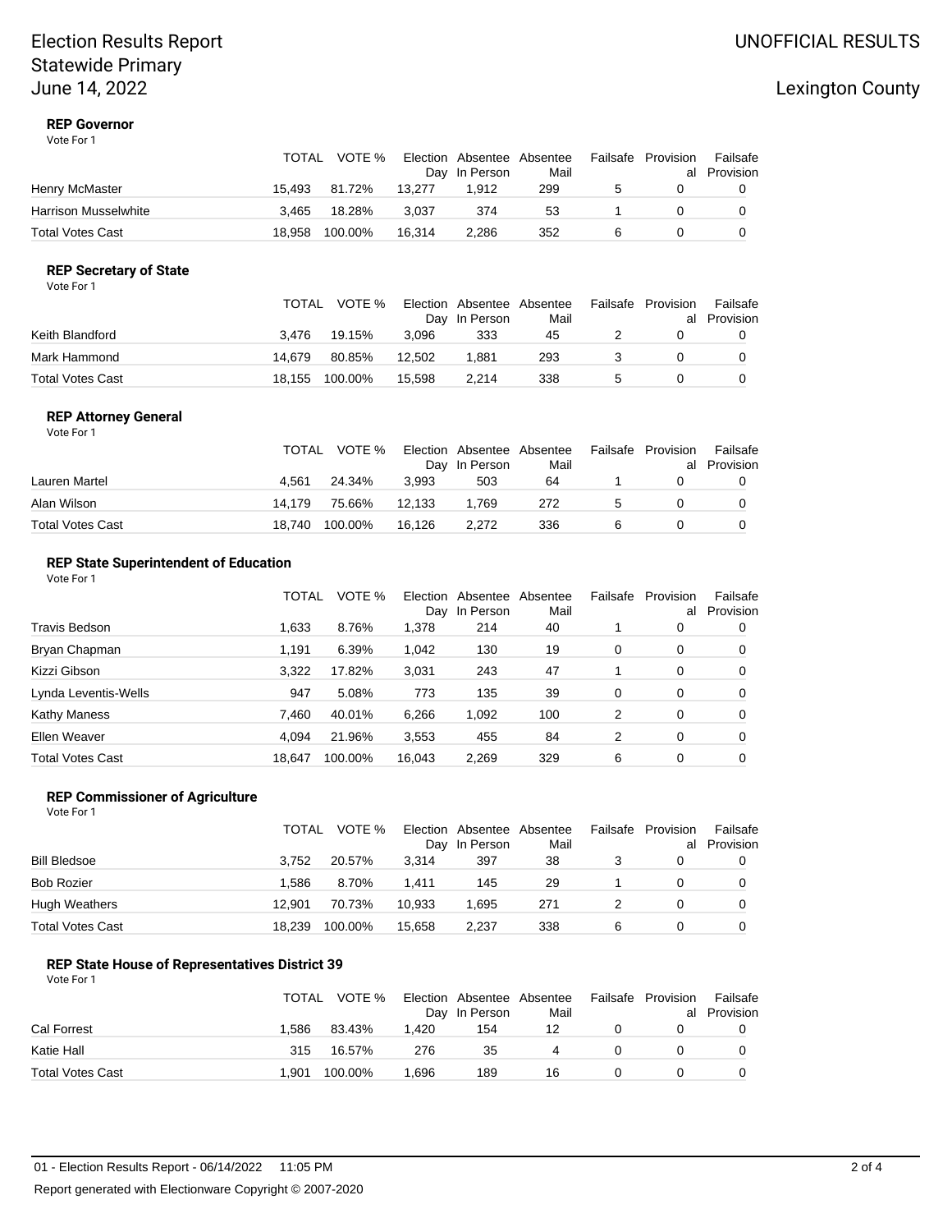Election Results Report
Statewide Primary
June 14, 2022

UNOFFICIAL RESULTS

Lexington County

### REP Governor

Vote For 1

| | TOTAL | VOTE % | Election Day | Absentee In Person | Absentee Mail | Failsafe | Provisional | Failsafe Provision |
|---|---|---|---|---|---|---|---|---|
| Henry McMaster | 15,493 | 81.72% | 13,277 | 1,912 | 299 | 5 | 0 | 0 |
| Harrison Musselwhite | 3,465 | 18.28% | 3,037 | 374 | 53 | 1 | 0 | 0 |
| Total Votes Cast | 18,958 | 100.00% | 16,314 | 2,286 | 352 | 6 | 0 | 0 |

### REP Secretary of State

Vote For 1

| | TOTAL | VOTE % | Election Day | Absentee In Person | Absentee Mail | Failsafe | Provisional | Failsafe Provision |
|---|---|---|---|---|---|---|---|---|
| Keith Blandford | 3,476 | 19.15% | 3,096 | 333 | 45 | 2 | 0 | 0 |
| Mark Hammond | 14,679 | 80.85% | 12,502 | 1,881 | 293 | 3 | 0 | 0 |
| Total Votes Cast | 18,155 | 100.00% | 15,598 | 2,214 | 338 | 5 | 0 | 0 |

### REP Attorney General

Vote For 1

| | TOTAL | VOTE % | Election Day | Absentee In Person | Absentee Mail | Failsafe | Provisional | Failsafe Provision |
|---|---|---|---|---|---|---|---|---|
| Lauren Martel | 4,561 | 24.34% | 3,993 | 503 | 64 | 1 | 0 | 0 |
| Alan Wilson | 14,179 | 75.66% | 12,133 | 1,769 | 272 | 5 | 0 | 0 |
| Total Votes Cast | 18,740 | 100.00% | 16,126 | 2,272 | 336 | 6 | 0 | 0 |

### REP State Superintendent of Education

Vote For 1

| | TOTAL | VOTE % | Election Day | Absentee In Person | Absentee Mail | Failsafe | Provisional | Failsafe Provision |
|---|---|---|---|---|---|---|---|---|
| Travis Bedson | 1,633 | 8.76% | 1,378 | 214 | 40 | 1 | 0 | 0 |
| Bryan Chapman | 1,191 | 6.39% | 1,042 | 130 | 19 | 0 | 0 | 0 |
| Kizzi Gibson | 3,322 | 17.82% | 3,031 | 243 | 47 | 1 | 0 | 0 |
| Lynda Leventis-Wells | 947 | 5.08% | 773 | 135 | 39 | 0 | 0 | 0 |
| Kathy Maness | 7,460 | 40.01% | 6,266 | 1,092 | 100 | 2 | 0 | 0 |
| Ellen Weaver | 4,094 | 21.96% | 3,553 | 455 | 84 | 2 | 0 | 0 |
| Total Votes Cast | 18,647 | 100.00% | 16,043 | 2,269 | 329 | 6 | 0 | 0 |

### REP Commissioner of Agriculture

Vote For 1

| | TOTAL | VOTE % | Election Day | Absentee In Person | Absentee Mail | Failsafe | Provisional | Failsafe Provision |
|---|---|---|---|---|---|---|---|---|
| Bill Bledsoe | 3,752 | 20.57% | 3,314 | 397 | 38 | 3 | 0 | 0 |
| Bob Rozier | 1,586 | 8.70% | 1,411 | 145 | 29 | 1 | 0 | 0 |
| Hugh Weathers | 12,901 | 70.73% | 10,933 | 1,695 | 271 | 2 | 0 | 0 |
| Total Votes Cast | 18,239 | 100.00% | 15,658 | 2,237 | 338 | 6 | 0 | 0 |

### REP State House of Representatives District 39

Vote For 1

| | TOTAL | VOTE % | Election Day | Absentee In Person | Absentee Mail | Failsafe | Provisional | Failsafe Provision |
|---|---|---|---|---|---|---|---|---|
| Cal Forrest | 1,586 | 83.43% | 1,420 | 154 | 12 | 0 | 0 | 0 |
| Katie Hall | 315 | 16.57% | 276 | 35 | 4 | 0 | 0 | 0 |
| Total Votes Cast | 1,901 | 100.00% | 1,696 | 189 | 16 | 0 | 0 | 0 |

01 - Election Results Report - 06/14/2022 11:05 PM

Report generated with Electionware Copyright © 2007-2020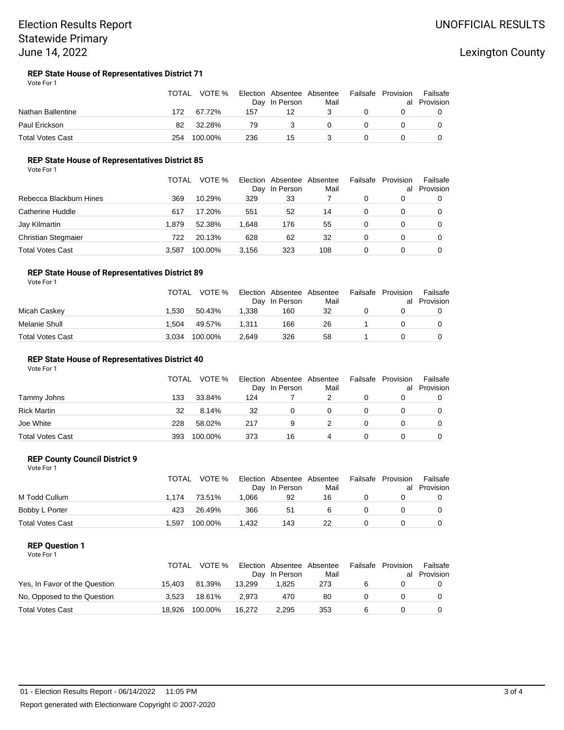# Election Results Report
## Statewide Primary
## June 14, 2022

UNOFFICIAL RESULTS

Lexington County

### REP State House of Representatives District 71

Vote For 1

| | TOTAL | VOTE % | Election Day | Absentee In Person | Absentee Mail | Failsafe | Provisional | Failsafe Provision |
|---|---|---|---|---|---|---|---|---|
| Nathan Ballentine | 172 | 67.72% | 157 | 12 | 3 | 0 | 0 | 0 |
| Paul Erickson | 82 | 32.28% | 79 | 3 | 0 | 0 | 0 | 0 |
| Total Votes Cast | 254 | 100.00% | 236 | 15 | 3 | 0 | 0 | 0 |

### REP State House of Representatives District 85

Vote For 1

| | TOTAL | VOTE % | Election Day | Absentee In Person | Absentee Mail | Failsafe | Provisional | Failsafe Provision |
|---|---|---|---|---|---|---|---|---|
| Rebecca Blackburn Hines | 369 | 10.29% | 329 | 33 | 7 | 0 | 0 | 0 |
| Catherine Huddle | 617 | 17.20% | 551 | 52 | 14 | 0 | 0 | 0 |
| Jay Kilmartin | 1,879 | 52.38% | 1,648 | 176 | 55 | 0 | 0 | 0 |
| Christian Stegmaier | 722 | 20.13% | 628 | 62 | 32 | 0 | 0 | 0 |
| Total Votes Cast | 3,587 | 100.00% | 3,156 | 323 | 108 | 0 | 0 | 0 |

### REP State House of Representatives District 89

Vote For 1

| | TOTAL | VOTE % | Election Day | Absentee In Person | Absentee Mail | Failsafe | Provisional | Failsafe Provision |
|---|---|---|---|---|---|---|---|---|
| Micah Caskey | 1,530 | 50.43% | 1,338 | 160 | 32 | 0 | 0 | 0 |
| Melanie Shull | 1,504 | 49.57% | 1,311 | 166 | 26 | 1 | 0 | 0 |
| Total Votes Cast | 3,034 | 100.00% | 2,649 | 326 | 58 | 1 | 0 | 0 |

### REP State House of Representatives District 40

Vote For 1

| | TOTAL | VOTE % | Election Day | Absentee In Person | Absentee Mail | Failsafe | Provisional | Failsafe Provision |
|---|---|---|---|---|---|---|---|---|
| Tammy Johns | 133 | 33.84% | 124 | 7 | 2 | 0 | 0 | 0 |
| Rick Martin | 32 | 8.14% | 32 | 0 | 0 | 0 | 0 | 0 |
| Joe White | 228 | 58.02% | 217 | 9 | 2 | 0 | 0 | 0 |
| Total Votes Cast | 393 | 100.00% | 373 | 16 | 4 | 0 | 0 | 0 |

### REP County Council District 9

Vote For 1

| | TOTAL | VOTE % | Election Day | Absentee In Person | Absentee Mail | Failsafe | Provisional | Failsafe Provision |
|---|---|---|---|---|---|---|---|---|
| M Todd Cullum | 1,174 | 73.51% | 1,066 | 92 | 16 | 0 | 0 | 0 |
| Bobby L Porter | 423 | 26.49% | 366 | 51 | 6 | 0 | 0 | 0 |
| Total Votes Cast | 1,597 | 100.00% | 1,432 | 143 | 22 | 0 | 0 | 0 |

### REP Question 1

Vote For 1

| | TOTAL | VOTE % | Election Day | Absentee In Person | Absentee Mail | Failsafe | Provisional | Failsafe Provision |
|---|---|---|---|---|---|---|---|---|
| Yes, In Favor of the Question | 15,403 | 81.39% | 13,299 | 1,825 | 273 | 6 | 0 | 0 |
| No, Opposed to the Question | 3,523 | 18.61% | 2,973 | 470 | 80 | 0 | 0 | 0 |
| Total Votes Cast | 18,926 | 100.00% | 16,272 | 2,295 | 353 | 6 | 0 | 0 |

01 - Election Results Report - 06/14/2022 11:05 PM

Report generated with Electionware Copyright © 2007-2020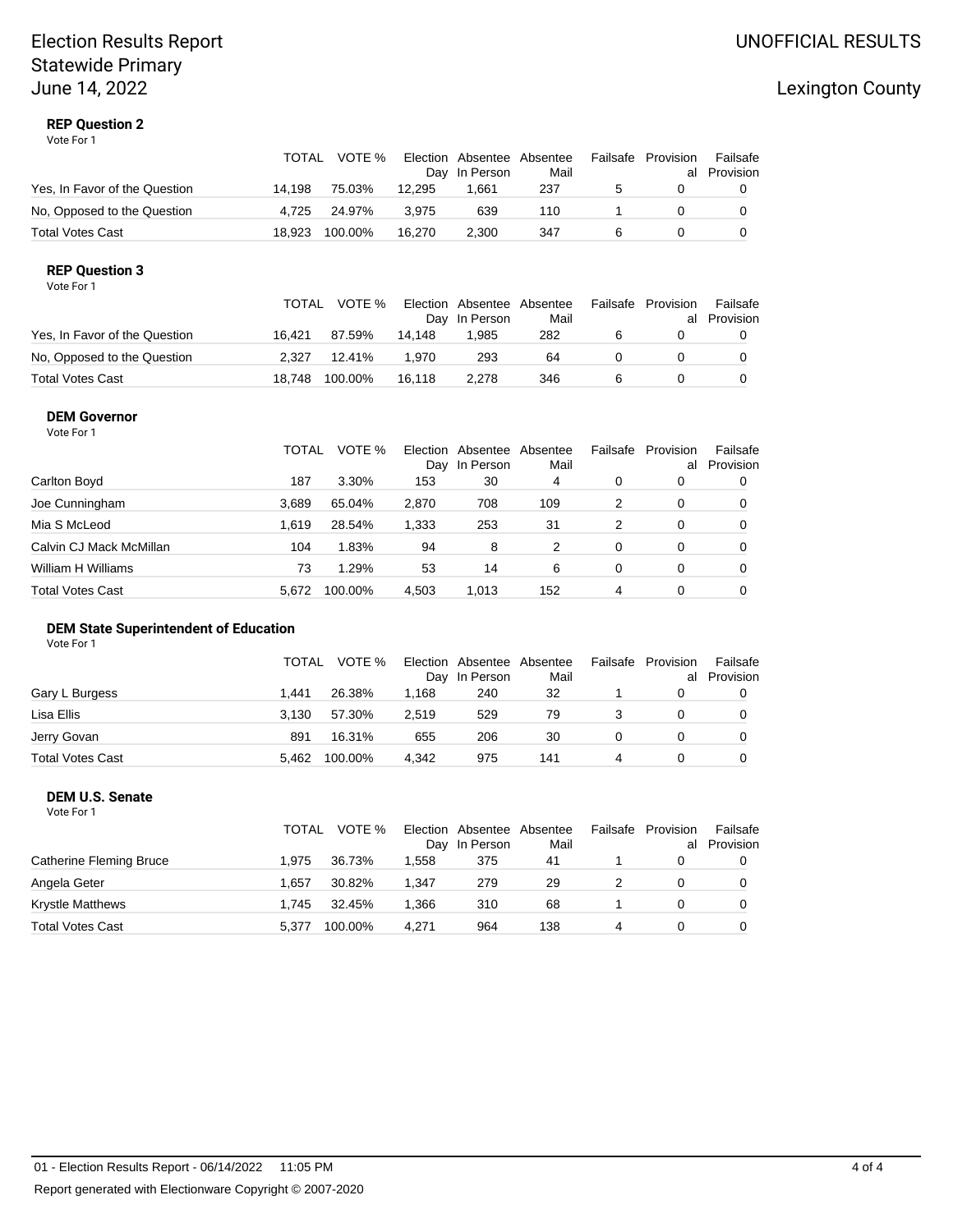# Election Results Report
## Statewide Primary
## June 14, 2022

UNOFFICIAL RESULTS

Lexington County

### REP Question 2

Vote For 1

| | TOTAL | VOTE % | Election Day | Absentee In Person | Absentee Mail | Failsafe | Provisional | Failsafe Provision |
|---|---|---|---|---|---|---|---|---|
| Yes, In Favor of the Question | 14,198 | 75.03% | 12,295 | 1,661 | 237 | 5 | 0 | 0 |
| No, Opposed to the Question | 4,725 | 24.97% | 3,975 | 639 | 110 | 1 | 0 | 0 |
| Total Votes Cast | 18,923 | 100.00% | 16,270 | 2,300 | 347 | 6 | 0 | 0 |

### REP Question 3

Vote For 1

| | TOTAL | VOTE % | Election Day | Absentee In Person | Absentee Mail | Failsafe | Provisional | Failsafe Provision |
|---|---|---|---|---|---|---|---|---|
| Yes, In Favor of the Question | 16,421 | 87.59% | 14,148 | 1,985 | 282 | 6 | 0 | 0 |
| No, Opposed to the Question | 2,327 | 12.41% | 1,970 | 293 | 64 | 0 | 0 | 0 |
| Total Votes Cast | 18,748 | 100.00% | 16,118 | 2,278 | 346 | 6 | 0 | 0 |

### DEM Governor

Vote For 1

| | TOTAL | VOTE % | Election Day | Absentee In Person | Absentee Mail | Failsafe | Provisional | Failsafe Provision |
|---|---|---|---|---|---|---|---|---|
| Carlton Boyd | 187 | 3.30% | 153 | 30 | 4 | 0 | 0 | 0 |
| Joe Cunningham | 3,689 | 65.04% | 2,870 | 708 | 109 | 2 | 0 | 0 |
| Mia S McLeod | 1,619 | 28.54% | 1,333 | 253 | 31 | 2 | 0 | 0 |
| Calvin CJ Mack McMillan | 104 | 1.83% | 94 | 8 | 2 | 0 | 0 | 0 |
| William H Williams | 73 | 1.29% | 53 | 14 | 6 | 0 | 0 | 0 |
| Total Votes Cast | 5,672 | 100.00% | 4,503 | 1,013 | 152 | 4 | 0 | 0 |

### DEM State Superintendent of Education

Vote For 1

| | TOTAL | VOTE % | Election Day | Absentee In Person | Absentee Mail | Failsafe | Provisional | Failsafe Provision |
|---|---|---|---|---|---|---|---|---|
| Gary L Burgess | 1,441 | 26.38% | 1,168 | 240 | 32 | 1 | 0 | 0 |
| Lisa Ellis | 3,130 | 57.30% | 2,519 | 529 | 79 | 3 | 0 | 0 |
| Jerry Govan | 891 | 16.31% | 655 | 206 | 30 | 0 | 0 | 0 |
| Total Votes Cast | 5,462 | 100.00% | 4,342 | 975 | 141 | 4 | 0 | 0 |

### DEM U.S. Senate

Vote For 1

| | TOTAL | VOTE % | Election Day | Absentee In Person | Absentee Mail | Failsafe | Provisional | Failsafe Provision |
|---|---|---|---|---|---|---|---|---|
| Catherine Fleming Bruce | 1,975 | 36.73% | 1,558 | 375 | 41 | 1 | 0 | 0 |
| Angela Geter | 1,657 | 30.82% | 1,347 | 279 | 29 | 2 | 0 | 0 |
| Krystle Matthews | 1,745 | 32.45% | 1,366 | 310 | 68 | 1 | 0 | 0 |
| Total Votes Cast | 5,377 | 100.00% | 4,271 | 964 | 138 | 4 | 0 | 0 |

01 - Election Results Report - 06/14/2022 11:05 PM

Report generated with Electionware Copyright © 2007-2020